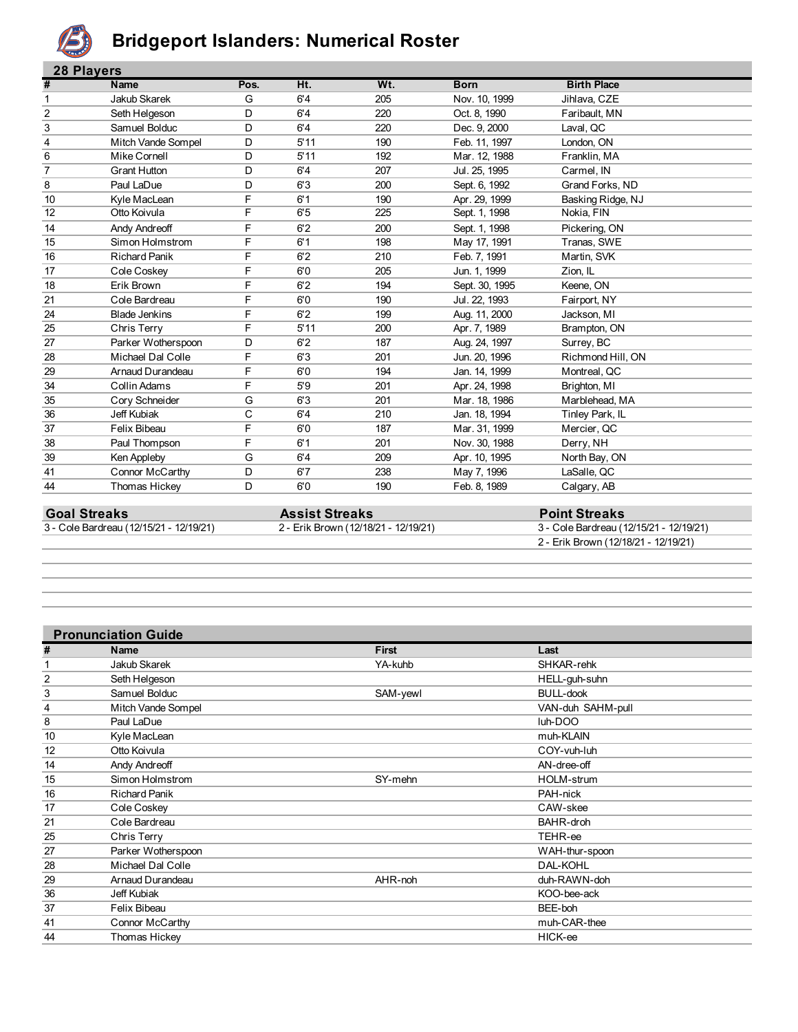# Bridgeport Islanders: Numerical Roster

## 28 Players

| # | Name | Pos. | Ht. | Wt. | Born | Birth Place |
|---|---|---|---|---|---|---|
| 1 | Jakub Skarek | G | 6'4 | 205 | Nov. 10, 1999 | Jihlava, CZE |
| 2 | Seth Helgeson | D | 6'4 | 220 | Oct. 8, 1990 | Faribault, MN |
| 3 | Samuel Bolduc | D | 6'4 | 220 | Dec. 9, 2000 | Laval, QC |
| 4 | Mitch Vande Sompel | D | 5'11 | 190 | Feb. 11, 1997 | London, ON |
| 6 | Mike Cornell | D | 5'11 | 192 | Mar. 12, 1988 | Franklin, MA |
| 7 | Grant Hutton | D | 6'4 | 207 | Jul. 25, 1995 | Carmel, IN |
| 8 | Paul LaDue | D | 6'3 | 200 | Sept. 6, 1992 | Grand Forks, ND |
| 10 | Kyle MacLean | F | 6'1 | 190 | Apr. 29, 1999 | Basking Ridge, NJ |
| 12 | Otto Koivula | F | 6'5 | 225 | Sept. 1, 1998 | Nokia, FIN |
| 14 | Andy Andreoff | F | 6'2 | 200 | Sept. 1, 1998 | Pickering, ON |
| 15 | Simon Holmstrom | F | 6'1 | 198 | May 17, 1991 | Tranas, SWE |
| 16 | Richard Panik | F | 6'2 | 210 | Feb. 7, 1991 | Martin, SVK |
| 17 | Cole Coskey | F | 6'0 | 205 | Jun. 1, 1999 | Zion, IL |
| 18 | Erik Brown | F | 6'2 | 194 | Sept. 30, 1995 | Keene, ON |
| 21 | Cole Bardreau | F | 6'0 | 190 | Jul. 22, 1993 | Fairport, NY |
| 24 | Blade Jenkins | F | 6'2 | 199 | Aug. 11, 2000 | Jackson, MI |
| 25 | Chris Terry | F | 5'11 | 200 | Apr. 7, 1989 | Brampton, ON |
| 27 | Parker Wotherspoon | D | 6'2 | 187 | Aug. 24, 1997 | Surrey, BC |
| 28 | Michael Dal Colle | F | 6'3 | 201 | Jun. 20, 1996 | Richmond Hill, ON |
| 29 | Arnaud Durandeau | F | 6'0 | 194 | Jan. 14, 1999 | Montreal, QC |
| 34 | Collin Adams | F | 5'9 | 201 | Apr. 24, 1998 | Brighton, MI |
| 35 | Cory Schneider | G | 6'3 | 201 | Mar. 18, 1986 | Marblehead, MA |
| 36 | Jeff Kubiak | C | 6'4 | 210 | Jan. 18, 1994 | Tinley Park, IL |
| 37 | Felix Bibeau | F | 6'0 | 187 | Mar. 31, 1999 | Mercier, QC |
| 38 | Paul Thompson | F | 6'1 | 201 | Nov. 30, 1988 | Derry, NH |
| 39 | Ken Appleby | G | 6'4 | 209 | Apr. 10, 1995 | North Bay, ON |
| 41 | Connor McCarthy | D | 6'7 | 238 | May 7, 1996 | LaSalle, QC |
| 44 | Thomas Hickey | D | 6'0 | 190 | Feb. 8, 1989 | Calgary, AB |

| Goal Streaks | Assist Streaks | Point Streaks |
|---|---|---|
| 3 - Cole Bardreau (12/15/21 - 12/19/21) | 2 - Erik Brown (12/18/21 - 12/19/21) | 3 - Cole Bardreau (12/15/21 - 12/19/21) |
| | | 2 - Erik Brown (12/18/21 - 12/19/21) |

## Pronunciation Guide

| # | Name | First | Last |
|---|---|---|---|
| 1 | Jakub Skarek | YA-kuhb | SHKAR-rehk |
| 2 | Seth Helgeson | | HELL-guh-suhn |
| 3 | Samuel Bolduc | SAM-yewl | BULL-dook |
| 4 | Mitch Vande Sompel | | VAN-duh SAHM-pull |
| 8 | Paul LaDue | | luh-DOO |
| 10 | Kyle MacLean | | muh-KLAIN |
| 12 | Otto Koivula | | COY-vuh-luh |
| 14 | Andy Andreoff | | AN-dree-off |
| 15 | Simon Holmstrom | SY-mehn | HOLM-strum |
| 16 | Richard Panik | | PAH-nick |
| 17 | Cole Coskey | | CAW-skee |
| 21 | Cole Bardreau | | BAHR-droh |
| 25 | Chris Terry | | TEHR-ee |
| 27 | Parker Wotherspoon | | WAH-thur-spoon |
| 28 | Michael Dal Colle | | DAL-KOHL |
| 29 | Arnaud Durandeau | AHR-noh | duh-RAWN-doh |
| 36 | Jeff Kubiak | | KOO-bee-ack |
| 37 | Felix Bibeau | | BEE-boh |
| 41 | Connor McCarthy | | muh-CAR-thee |
| 44 | Thomas Hickey | | HICK-ee |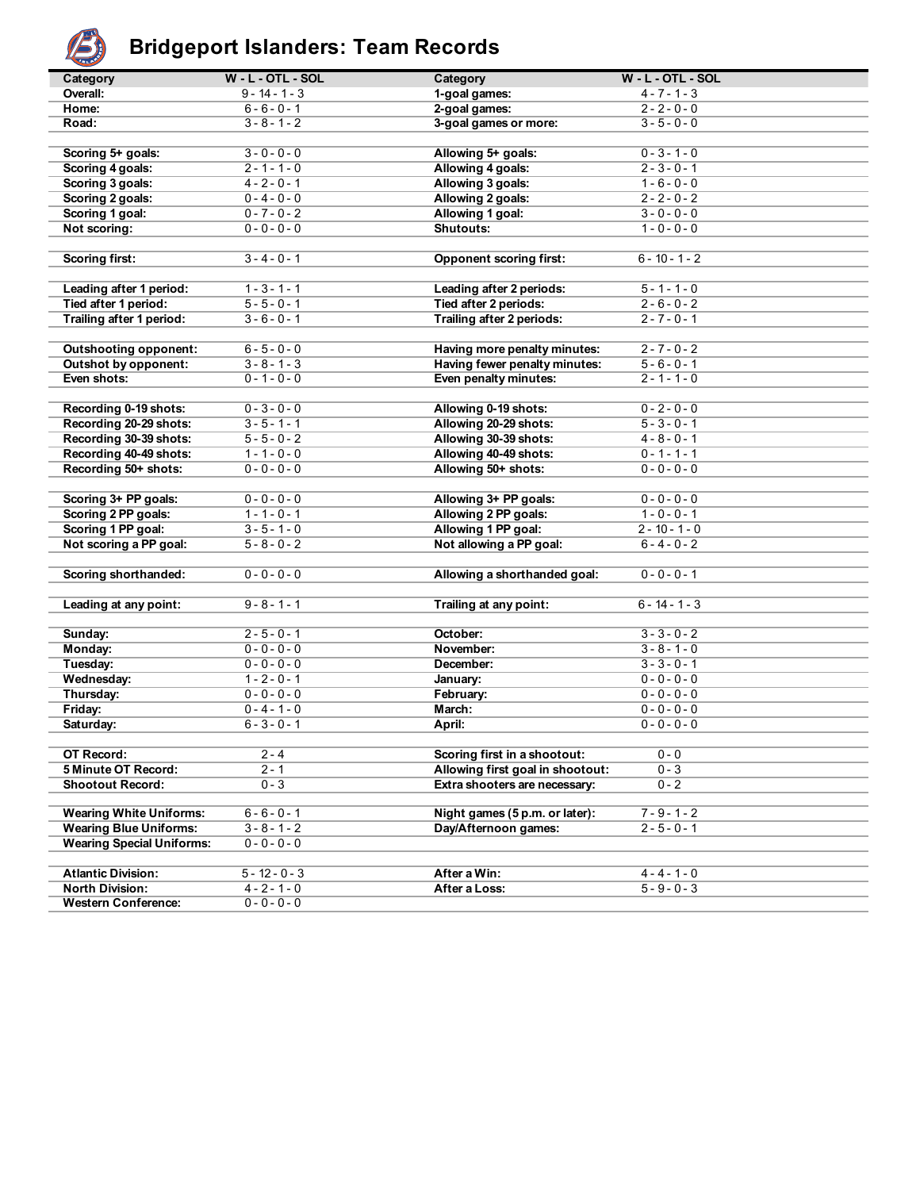# Bridgeport Islanders: Team Records

| Category | W - L - OTL - SOL | Category | W - L - OTL - SOL |
|---|---|---|---|
| **Overall:** | 9 - 14 - 1 - 3 | **1-goal games:** | 4 - 7 - 1 - 3 |
| **Home:** | 6 - 6 - 0 - 1 | **2-goal games:** | 2 - 2 - 0 - 0 |
| **Road:** | 3 - 8 - 1 - 2 | **3-goal games or more:** | 3 - 5 - 0 - 0 |
| | | | |
| **Scoring 5+ goals:** | 3 - 0 - 0 - 0 | **Allowing 5+ goals:** | 0 - 3 - 1 - 0 |
| **Scoring 4 goals:** | 2 - 1 - 1 - 0 | **Allowing 4 goals:** | 2 - 3 - 0 - 1 |
| **Scoring 3 goals:** | 4 - 2 - 0 - 1 | **Allowing 3 goals:** | 1 - 6 - 0 - 0 |
| **Scoring 2 goals:** | 0 - 4 - 0 - 0 | **Allowing 2 goals:** | 2 - 2 - 0 - 2 |
| **Scoring 1 goal:** | 0 - 7 - 0 - 2 | **Allowing 1 goal:** | 3 - 0 - 0 - 0 |
| **Not scoring:** | 0 - 0 - 0 - 0 | **Shutouts:** | 1 - 0 - 0 - 0 |
| | | | |
| **Scoring first:** | 3 - 4 - 0 - 1 | **Opponent scoring first:** | 6 - 10 - 1 - 2 |
| | | | |
| **Leading after 1 period:** | 1 - 3 - 1 - 1 | **Leading after 2 periods:** | 5 - 1 - 1 - 0 |
| **Tied after 1 period:** | 5 - 5 - 0 - 1 | **Tied after 2 periods:** | 2 - 6 - 0 - 2 |
| **Trailing after 1 period:** | 3 - 6 - 0 - 1 | **Trailing after 2 periods:** | 2 - 7 - 0 - 1 |
| | | | |
| **Outshooting opponent:** | 6 - 5 - 0 - 0 | **Having more penalty minutes:** | 2 - 7 - 0 - 2 |
| **Outshot by opponent:** | 3 - 8 - 1 - 3 | **Having fewer penalty minutes:** | 5 - 6 - 0 - 1 |
| **Even shots:** | 0 - 1 - 0 - 0 | **Even penalty minutes:** | 2 - 1 - 1 - 0 |
| | | | |
| **Recording 0-19 shots:** | 0 - 3 - 0 - 0 | **Allowing 0-19 shots:** | 0 - 2 - 0 - 0 |
| **Recording 20-29 shots:** | 3 - 5 - 1 - 1 | **Allowing 20-29 shots:** | 5 - 3 - 0 - 1 |
| **Recording 30-39 shots:** | 5 - 5 - 0 - 2 | **Allowing 30-39 shots:** | 4 - 8 - 0 - 1 |
| **Recording 40-49 shots:** | 1 - 1 - 0 - 0 | **Allowing 40-49 shots:** | 0 - 1 - 1 - 1 |
| **Recording 50+ shots:** | 0 - 0 - 0 - 0 | **Allowing 50+ shots:** | 0 - 0 - 0 - 0 |
| | | | |
| **Scoring 3+ PP goals:** | 0 - 0 - 0 - 0 | **Allowing 3+ PP goals:** | 0 - 0 - 0 - 0 |
| **Scoring 2 PP goals:** | 1 - 1 - 0 - 1 | **Allowing 2 PP goals:** | 1 - 0 - 0 - 1 |
| **Scoring 1 PP goal:** | 3 - 5 - 1 - 0 | **Allowing 1 PP goal:** | 2 - 10 - 1 - 0 |
| **Not scoring a PP goal:** | 5 - 8 - 0 - 2 | **Not allowing a PP goal:** | 6 - 4 - 0 - 2 |
| | | | |
| **Scoring shorthanded:** | 0 - 0 - 0 - 0 | **Allowing a shorthanded goal:** | 0 - 0 - 0 - 1 |
| | | | |
| **Leading at any point:** | 9 - 8 - 1 - 1 | **Trailing at any point:** | 6 - 14 - 1 - 3 |
| | | | |
| **Sunday:** | 2 - 5 - 0 - 1 | **October:** | 3 - 3 - 0 - 2 |
| **Monday:** | 0 - 0 - 0 - 0 | **November:** | 3 - 8 - 1 - 0 |
| **Tuesday:** | 0 - 0 - 0 - 0 | **December:** | 3 - 3 - 0 - 1 |
| **Wednesday:** | 1 - 2 - 0 - 1 | **January:** | 0 - 0 - 0 - 0 |
| **Thursday:** | 0 - 0 - 0 - 0 | **February:** | 0 - 0 - 0 - 0 |
| **Friday:** | 0 - 4 - 1 - 0 | **March:** | 0 - 0 - 0 - 0 |
| **Saturday:** | 6 - 3 - 0 - 1 | **April:** | 0 - 0 - 0 - 0 |
| | | | |
| **OT Record:** | 2 - 4 | **Scoring first in a shootout:** | 0 - 0 |
| **5 Minute OT Record:** | 2 - 1 | **Allowing first goal in shootout:** | 0 - 3 |
| **Shootout Record:** | 0 - 3 | **Extra shooters are necessary:** | 0 - 2 |
| | | | |
| **Wearing White Uniforms:** | 6 - 6 - 0 - 1 | **Night games (5 p.m. or later):** | 7 - 9 - 1 - 2 |
| **Wearing Blue Uniforms:** | 3 - 8 - 1 - 2 | **Day/Afternoon games:** | 2 - 5 - 0 - 1 |
| **Wearing Special Uniforms:** | 0 - 0 - 0 - 0 | | |
| | | | |
| **Atlantic Division:** | 5 - 12 - 0 - 3 | **After a Win:** | 4 - 4 - 1 - 0 |
| **North Division:** | 4 - 2 - 1 - 0 | **After a Loss:** | 5 - 9 - 0 - 3 |
| **Western Conference:** | 0 - 0 - 0 - 0 | | |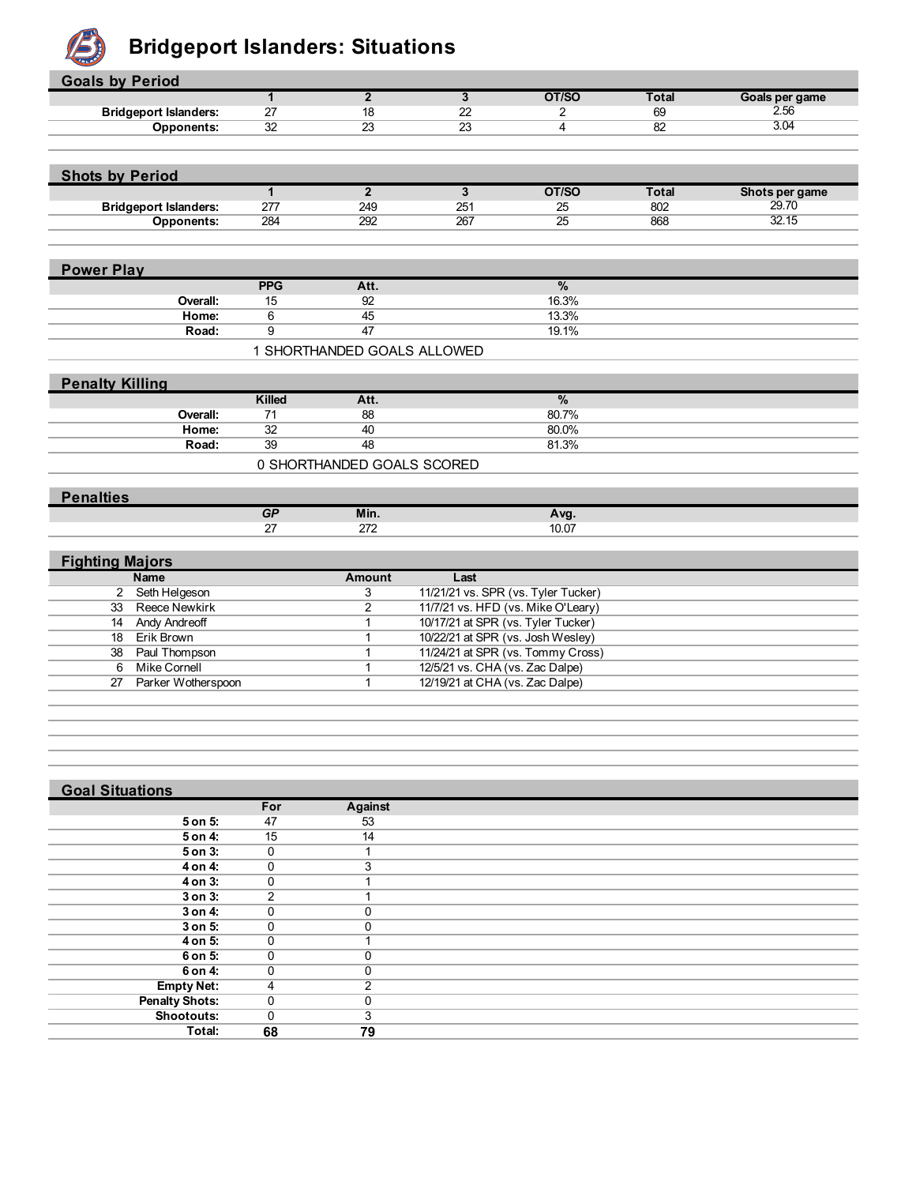# Bridgeport Islanders: Situations

## Goals by Period

| | 1 | 2 | 3 | OT/SO | Total | Goals per game |
|---|---|---|---|---|---|---|
| **Bridgeport Islanders:** | 27 | 18 | 22 | 2 | 69 | 2.56 |
| **Opponents:** | 32 | 23 | 23 | 4 | 82 | 3.04 |

## Shots by Period

| | 1 | 2 | 3 | OT/SO | Total | Shots per game |
|---|---|---|---|---|---|---|
| **Bridgeport Islanders:** | 277 | 249 | 251 | 25 | 802 | 29.70 |
| **Opponents:** | 284 | 292 | 267 | 25 | 868 | 32.15 |

## Power Play

| | PPG | Att. | % |
|---|---|---|---|
| **Overall:** | 15 | 92 | 16.3% |
| **Home:** | 6 | 45 | 13.3% |
| **Road:** | 9 | 47 | 19.1% |

1 SHORTHANDED GOALS ALLOWED

## Penalty Killing

| | Killed | Att. | % |
|---|---|---|---|
| **Overall:** | 71 | 88 | 80.7% |
| **Home:** | 32 | 40 | 80.0% |
| **Road:** | 39 | 48 | 81.3% |

0 SHORTHANDED GOALS SCORED

## Penalties

| GP | Min. | Avg. |
|---|---|---|
| 27 | 272 | 10.07 |

## Fighting Majors

| | Name | Amount | Last |
|---|---|---|---|
| 2 | Seth Helgeson | 3 | 11/21/21 vs. SPR (vs. Tyler Tucker) |
| 33 | Reece Newkirk | 2 | 11/7/21 vs. HFD (vs. Mike O'Leary) |
| 14 | Andy Andreoff | 1 | 10/17/21 at SPR (vs. Tyler Tucker) |
| 18 | Erik Brown | 1 | 10/22/21 at SPR (vs. Josh Wesley) |
| 38 | Paul Thompson | 1 | 11/24/21 at SPR (vs. Tommy Cross) |
| 6 | Mike Cornell | 1 | 12/5/21 vs. CHA (vs. Zac Dalpe) |
| 27 | Parker Wotherspoon | 1 | 12/19/21 at CHA (vs. Zac Dalpe) |

## Goal Situations

| | For | Against |
|---|---|---|
| **5 on 5:** | 47 | 53 |
| **5 on 4:** | 15 | 14 |
| **5 on 3:** | 0 | 1 |
| **4 on 4:** | 0 | 3 |
| **4 on 3:** | 0 | 1 |
| **3 on 3:** | 2 | 1 |
| **3 on 4:** | 0 | 0 |
| **3 on 5:** | 0 | 0 |
| **4 on 5:** | 0 | 1 |
| **6 on 5:** | 0 | 0 |
| **6 on 4:** | 0 | 0 |
| **Empty Net:** | 4 | 2 |
| **Penalty Shots:** | 0 | 0 |
| **Shootouts:** | 0 | 3 |
| **Total:** | **68** | **79** |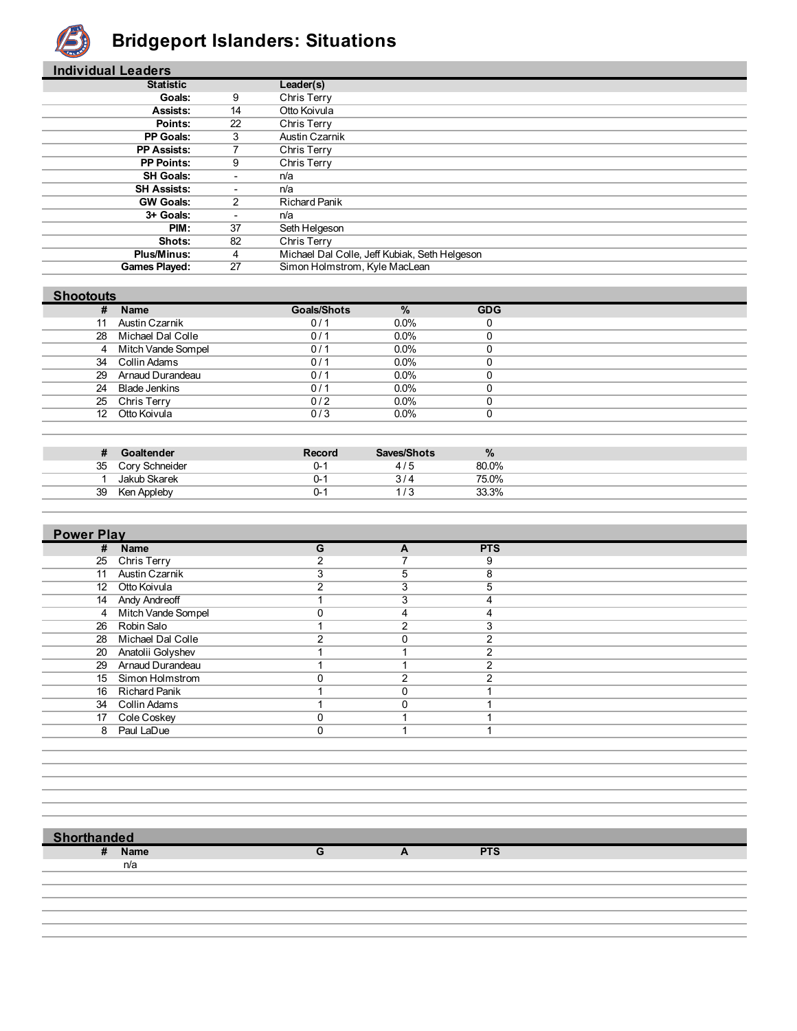# Bridgeport Islanders: Situations

## Individual Leaders

| Statistic | | Leader(s) |
|---|---|---|
| Goals: | 9 | Chris Terry |
| Assists: | 14 | Otto Koivula |
| Points: | 22 | Chris Terry |
| PP Goals: | 3 | Austin Czarnik |
| PP Assists: | 7 | Chris Terry |
| PP Points: | 9 | Chris Terry |
| SH Goals: | - | n/a |
| SH Assists: | - | n/a |
| GW Goals: | 2 | Richard Panik |
| 3+ Goals: | - | n/a |
| PIM: | 37 | Seth Helgeson |
| Shots: | 82 | Chris Terry |
| Plus/Minus: | 4 | Michael Dal Colle, Jeff Kubiak, Seth Helgeson |
| Games Played: | 27 | Simon Holmstrom, Kyle MacLean |

## Shootouts

| # | Name | Goals/Shots | % | GDG |
|---|---|---|---|---|
| 11 | Austin Czarnik | 0 / 1 | 0.0% | 0 |
| 28 | Michael Dal Colle | 0 / 1 | 0.0% | 0 |
| 4 | Mitch Vande Sompel | 0 / 1 | 0.0% | 0 |
| 34 | Collin Adams | 0 / 1 | 0.0% | 0 |
| 29 | Arnaud Durandeau | 0 / 1 | 0.0% | 0 |
| 24 | Blade Jenkins | 0 / 1 | 0.0% | 0 |
| 25 | Chris Terry | 0 / 2 | 0.0% | 0 |
| 12 | Otto Koivula | 0 / 3 | 0.0% | 0 |

| # | Goaltender | Record | Saves/Shots | % |
|---|---|---|---|---|
| 35 | Cory Schneider | 0-1 | 4 / 5 | 80.0% |
| 1 | Jakub Skarek | 0-1 | 3 / 4 | 75.0% |
| 39 | Ken Appleby | 0-1 | 1 / 3 | 33.3% |

## Power Play

| # | Name | G | A | PTS |
|---|---|---|---|---|
| 25 | Chris Terry | 2 | 7 | 9 |
| 11 | Austin Czarnik | 3 | 5 | 8 |
| 12 | Otto Koivula | 2 | 3 | 5 |
| 14 | Andy Andreoff | 1 | 3 | 4 |
| 4 | Mitch Vande Sompel | 0 | 4 | 4 |
| 26 | Robin Salo | 1 | 2 | 3 |
| 28 | Michael Dal Colle | 2 | 0 | 2 |
| 20 | Anatolii Golyshev | 1 | 1 | 2 |
| 29 | Arnaud Durandeau | 1 | 1 | 2 |
| 15 | Simon Holmstrom | 0 | 2 | 2 |
| 16 | Richard Panik | 1 | 0 | 1 |
| 34 | Collin Adams | 1 | 0 | 1 |
| 17 | Cole Coskey | 0 | 1 | 1 |
| 8 | Paul LaDue | 0 | 1 | 1 |

## Shorthanded

| # | Name | G | A | PTS |
|---|---|---|---|---|
| | n/a | | | |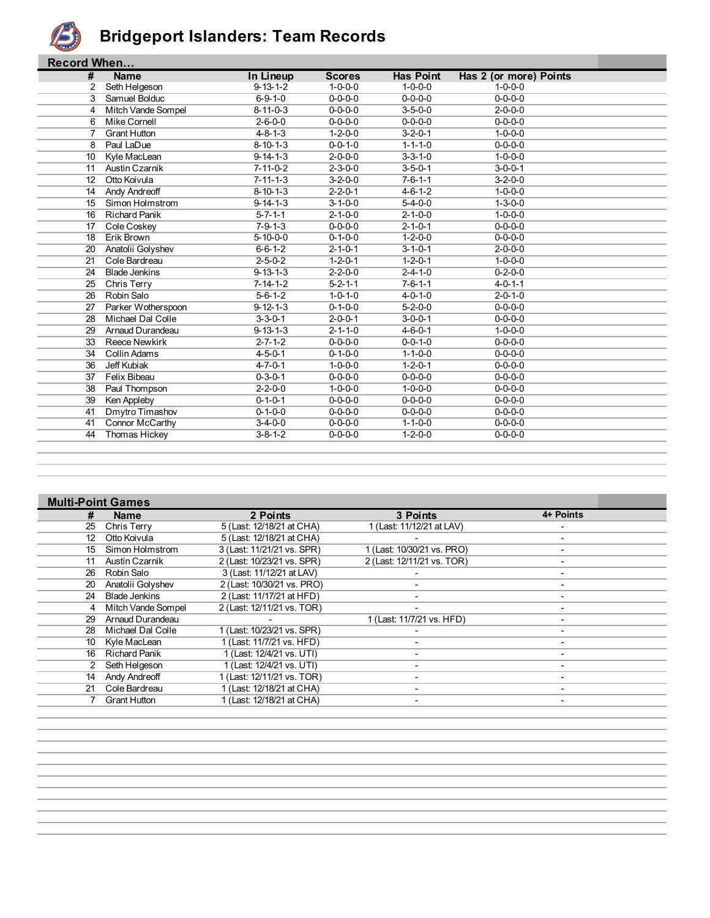# Bridgeport Islanders: Team Records

## Record When…

| # | Name | In Lineup | Scores | Has Point | Has 2 (or more) Points |
|---|---|---|---|---|---|
| 2 | Seth Helgeson | 9-13-1-2 | 1-0-0-0 | 1-0-0-0 | 1-0-0-0 |
| 3 | Samuel Bolduc | 6-9-1-0 | 0-0-0-0 | 0-0-0-0 | 0-0-0-0 |
| 4 | Mitch Vande Sompel | 8-11-0-3 | 0-0-0-0 | 3-5-0-0 | 2-0-0-0 |
| 6 | Mike Cornell | 2-6-0-0 | 0-0-0-0 | 0-0-0-0 | 0-0-0-0 |
| 7 | Grant Hutton | 4-8-1-3 | 1-2-0-0 | 3-2-0-1 | 1-0-0-0 |
| 8 | Paul LaDue | 8-10-1-3 | 0-0-1-0 | 1-1-1-0 | 0-0-0-0 |
| 10 | Kyle MacLean | 9-14-1-3 | 2-0-0-0 | 3-3-1-0 | 1-0-0-0 |
| 11 | Austin Czarnik | 7-11-0-2 | 2-3-0-0 | 3-5-0-1 | 3-0-0-1 |
| 12 | Otto Koivula | 7-11-1-3 | 3-2-0-0 | 7-6-1-1 | 3-2-0-0 |
| 14 | Andy Andreoff | 8-10-1-3 | 2-2-0-1 | 4-6-1-2 | 1-0-0-0 |
| 15 | Simon Holmstrom | 9-14-1-3 | 3-1-0-0 | 5-4-0-0 | 1-3-0-0 |
| 16 | Richard Panik | 5-7-1-1 | 2-1-0-0 | 2-1-0-0 | 1-0-0-0 |
| 17 | Cole Coskey | 7-9-1-3 | 0-0-0-0 | 2-1-0-1 | 0-0-0-0 |
| 18 | Erik Brown | 5-10-0-0 | 0-1-0-0 | 1-2-0-0 | 0-0-0-0 |
| 20 | Anatolii Golyshev | 6-6-1-2 | 2-1-0-1 | 3-1-0-1 | 2-0-0-0 |
| 21 | Cole Bardreau | 2-5-0-2 | 1-2-0-1 | 1-2-0-1 | 1-0-0-0 |
| 24 | Blade Jenkins | 9-13-1-3 | 2-2-0-0 | 2-4-1-0 | 0-2-0-0 |
| 25 | Chris Terry | 7-14-1-2 | 5-2-1-1 | 7-6-1-1 | 4-0-1-1 |
| 26 | Robin Salo | 5-6-1-2 | 1-0-1-0 | 4-0-1-0 | 2-0-1-0 |
| 27 | Parker Wotherspoon | 9-12-1-3 | 0-1-0-0 | 5-2-0-0 | 0-0-0-0 |
| 28 | Michael Dal Colle | 3-3-0-1 | 2-0-0-1 | 3-0-0-1 | 0-0-0-0 |
| 29 | Arnaud Durandeau | 9-13-1-3 | 2-1-1-0 | 4-6-0-1 | 1-0-0-0 |
| 33 | Reece Newkirk | 2-7-1-2 | 0-0-0-0 | 0-0-1-0 | 0-0-0-0 |
| 34 | Collin Adams | 4-5-0-1 | 0-1-0-0 | 1-1-0-0 | 0-0-0-0 |
| 36 | Jeff Kubiak | 4-7-0-1 | 1-0-0-0 | 1-2-0-1 | 0-0-0-0 |
| 37 | Felix Bibeau | 0-3-0-1 | 0-0-0-0 | 0-0-0-0 | 0-0-0-0 |
| 38 | Paul Thompson | 2-2-0-0 | 1-0-0-0 | 1-0-0-0 | 0-0-0-0 |
| 39 | Ken Appleby | 0-1-0-1 | 0-0-0-0 | 0-0-0-0 | 0-0-0-0 |
| 41 | Dmytro Timashov | 0-1-0-0 | 0-0-0-0 | 0-0-0-0 | 0-0-0-0 |
| 41 | Connor McCarthy | 3-4-0-0 | 0-0-0-0 | 1-1-0-0 | 0-0-0-0 |
| 44 | Thomas Hickey | 3-8-1-2 | 0-0-0-0 | 1-2-0-0 | 0-0-0-0 |

## Multi-Point Games

| # | Name | 2 Points | 3 Points | 4+ Points |
|---|---|---|---|---|
| 25 | Chris Terry | 5 (Last: 12/18/21 at CHA) | 1 (Last: 11/12/21 at LAV) | - |
| 12 | Otto Koivula | 5 (Last: 12/18/21 at CHA) | - | - |
| 15 | Simon Holmstrom | 3 (Last: 11/21/21 vs. SPR) | 1 (Last: 10/30/21 vs. PRO) | - |
| 11 | Austin Czarnik | 2 (Last: 10/23/21 vs. SPR) | 2 (Last: 12/11/21 vs. TOR) | - |
| 26 | Robin Salo | 3 (Last: 11/12/21 at LAV) | - | - |
| 20 | Anatolii Golyshev | 2 (Last: 10/30/21 vs. PRO) | - | - |
| 24 | Blade Jenkins | 2 (Last: 11/17/21 at HFD) | - | - |
| 4 | Mitch Vande Sompel | 2 (Last: 12/11/21 vs. TOR) | - | - |
| 29 | Arnaud Durandeau | - | 1 (Last: 11/7/21 vs. HFD) | - |
| 28 | Michael Dal Colle | 1 (Last: 10/23/21 vs. SPR) | - | - |
| 10 | Kyle MacLean | 1 (Last: 11/7/21 vs. HFD) | - | - |
| 16 | Richard Panik | 1 (Last: 12/4/21 vs. UTI) | - | - |
| 2 | Seth Helgeson | 1 (Last: 12/4/21 vs. UTI) | - | - |
| 14 | Andy Andreoff | 1 (Last: 12/11/21 vs. TOR) | - | - |
| 21 | Cole Bardreau | 1 (Last: 12/18/21 at CHA) | - | - |
| 7 | Grant Hutton | 1 (Last: 12/18/21 at CHA) | - | - |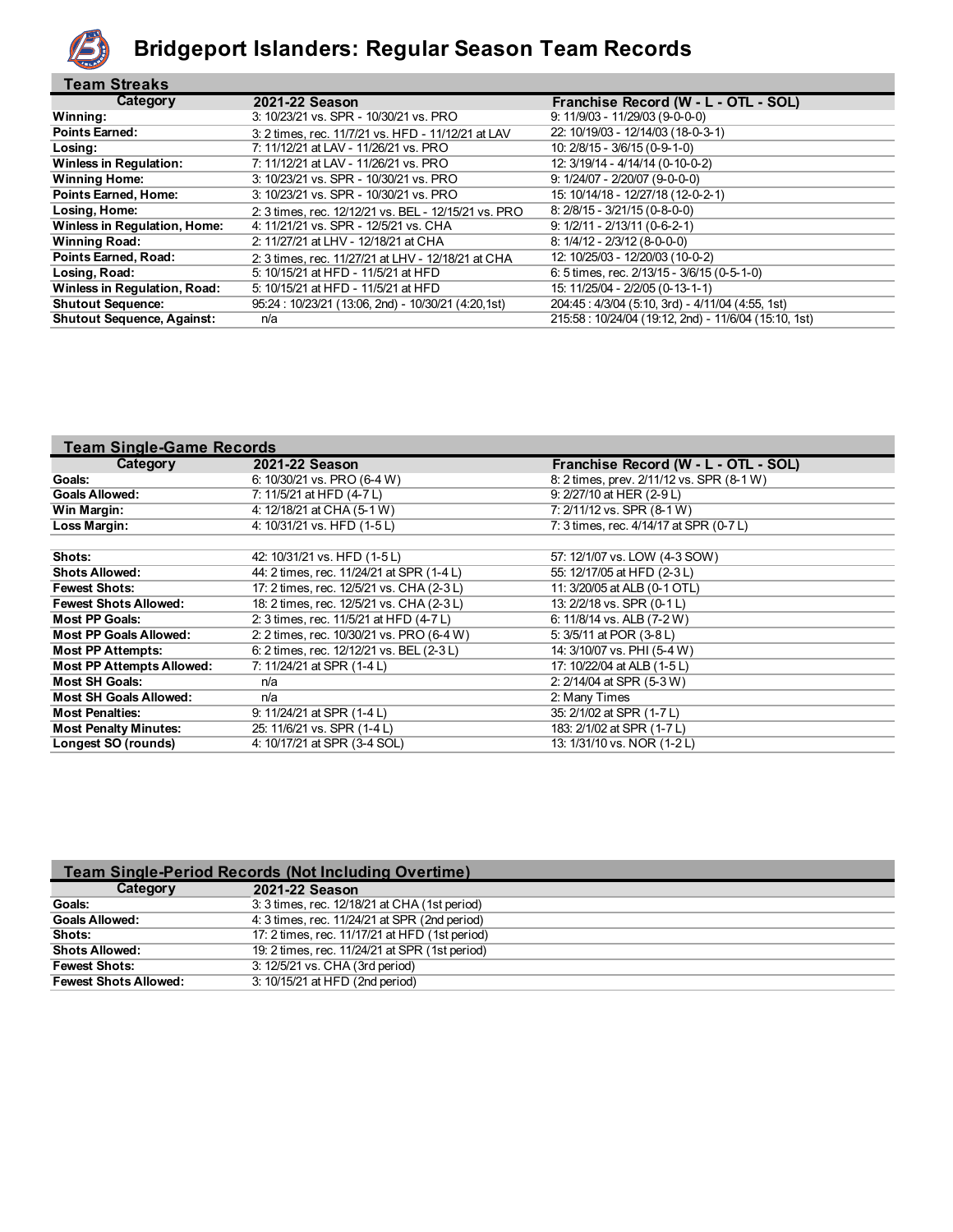# Bridgeport Islanders: Regular Season Team Records

## Team Streaks

| Category | 2021-22 Season | Franchise Record (W - L - OTL - SOL) |
|---|---|---|
| **Winning:** | 3: 10/23/21 vs. SPR - 10/30/21 vs. PRO | 9: 11/9/03 - 11/29/03 (9-0-0-0) |
| **Points Earned:** | 3: 2 times, rec. 11/7/21 vs. HFD - 11/12/21 at LAV | 22: 10/19/03 - 12/14/03 (18-0-3-1) |
| **Losing:** | 7: 11/12/21 at LAV - 11/26/21 vs. PRO | 10: 2/8/15 - 3/6/15 (0-9-1-0) |
| **Winless in Regulation:** | 7: 11/12/21 at LAV - 11/26/21 vs. PRO | 12: 3/19/14 - 4/14/14 (0-10-0-2) |
| **Winning Home:** | 3: 10/23/21 vs. SPR - 10/30/21 vs. PRO | 9: 1/24/07 - 2/20/07 (9-0-0-0) |
| **Points Earned, Home:** | 3: 10/23/21 vs. SPR - 10/30/21 vs. PRO | 15: 10/14/18 - 12/27/18 (12-0-2-1) |
| **Losing, Home:** | 2: 3 times, rec. 12/12/21 vs. BEL - 12/15/21 vs. PRO | 8: 2/8/15 - 3/21/15 (0-8-0-0) |
| **Winless in Regulation, Home:** | 4: 11/21/21 vs. SPR - 12/5/21 vs. CHA | 9: 1/2/11 - 2/13/11 (0-6-2-1) |
| **Winning Road:** | 2: 11/27/21 at LHV - 12/18/21 at CHA | 8: 1/4/12 - 2/3/12 (8-0-0-0) |
| **Points Earned, Road:** | 2: 3 times, rec. 11/27/21 at LHV - 12/18/21 at CHA | 12: 10/25/03 - 12/20/03 (10-0-2) |
| **Losing, Road:** | 5: 10/15/21 at HFD - 11/5/21 at HFD | 6: 5 times, rec. 2/13/15 - 3/6/15 (0-5-1-0) |
| **Winless in Regulation, Road:** | 5: 10/15/21 at HFD - 11/5/21 at HFD | 15: 11/25/04 - 2/2/05 (0-13-1-1) |
| **Shutout Sequence:** | 95:24 : 10/23/21 (13:06, 2nd) - 10/30/21 (4:20,1st) | 204:45 : 4/3/04 (5:10, 3rd) - 4/11/04 (4:55, 1st) |
| **Shutout Sequence, Against:** | n/a | 215:58 : 10/24/04 (19:12, 2nd) - 11/6/04 (15:10, 1st) |

## Team Single-Game Records

| Category | 2021-22 Season | Franchise Record (W - L - OTL - SOL) |
|---|---|---|
| **Goals:** | 6: 10/30/21 vs. PRO (6-4 W) | 8: 2 times, prev. 2/11/12 vs. SPR (8-1 W) |
| **Goals Allowed:** | 7: 11/5/21 at HFD (4-7 L) | 9: 2/27/10 at HER (2-9 L) |
| **Win Margin:** | 4: 12/18/21 at CHA (5-1 W) | 7: 2/11/12 vs. SPR (8-1 W) |
| **Loss Margin:** | 4: 10/31/21 vs. HFD (1-5 L) | 7: 3 times, rec. 4/14/17 at SPR (0-7 L) |
| | | |
| **Shots:** | 42: 10/31/21 vs. HFD (1-5 L) | 57: 12/1/07 vs. LOW (4-3 SOW) |
| **Shots Allowed:** | 44: 2 times, rec. 11/24/21 at SPR (1-4 L) | 55: 12/17/05 at HFD (2-3 L) |
| **Fewest Shots:** | 17: 2 times, rec. 12/5/21 vs. CHA (2-3 L) | 11: 3/20/05 at ALB (0-1 OTL) |
| **Fewest Shots Allowed:** | 18: 2 times, rec. 12/5/21 vs. CHA (2-3 L) | 13: 2/2/18 vs. SPR (0-1 L) |
| **Most PP Goals:** | 2: 3 times, rec. 11/5/21 at HFD (4-7 L) | 6: 11/8/14 vs. ALB (7-2 W) |
| **Most PP Goals Allowed:** | 2: 2 times, rec. 10/30/21 vs. PRO (6-4 W) | 5: 3/5/11 at POR (3-8 L) |
| **Most PP Attempts:** | 6: 2 times, rec. 12/12/21 vs. BEL (2-3 L) | 14: 3/10/07 vs. PHI (5-4 W) |
| **Most PP Attempts Allowed:** | 7: 11/24/21 at SPR (1-4 L) | 17: 10/22/04 at ALB (1-5 L) |
| **Most SH Goals:** | n/a | 2: 2/14/04 at SPR (5-3 W) |
| **Most SH Goals Allowed:** | n/a | 2: Many Times |
| **Most Penalties:** | 9: 11/24/21 at SPR (1-4 L) | 35: 2/1/02 at SPR (1-7 L) |
| **Most Penalty Minutes:** | 25: 11/6/21 vs. SPR (1-4 L) | 183: 2/1/02 at SPR (1-7 L) |
| **Longest SO (rounds)** | 4: 10/17/21 at SPR (3-4 SOL) | 13: 1/31/10 vs. NOR (1-2 L) |

## Team Single-Period Records (Not Including Overtime)

| Category | 2021-22 Season |
|---|---|
| **Goals:** | 3: 3 times, rec. 12/18/21 at CHA (1st period) |
| **Goals Allowed:** | 4: 3 times, rec. 11/24/21 at SPR (2nd period) |
| **Shots:** | 17: 2 times, rec. 11/17/21 at HFD (1st period) |
| **Shots Allowed:** | 19: 2 times, rec. 11/24/21 at SPR (1st period) |
| **Fewest Shots:** | 3: 12/5/21 vs. CHA (3rd period) |
| **Fewest Shots Allowed:** | 3: 10/15/21 at HFD (2nd period) |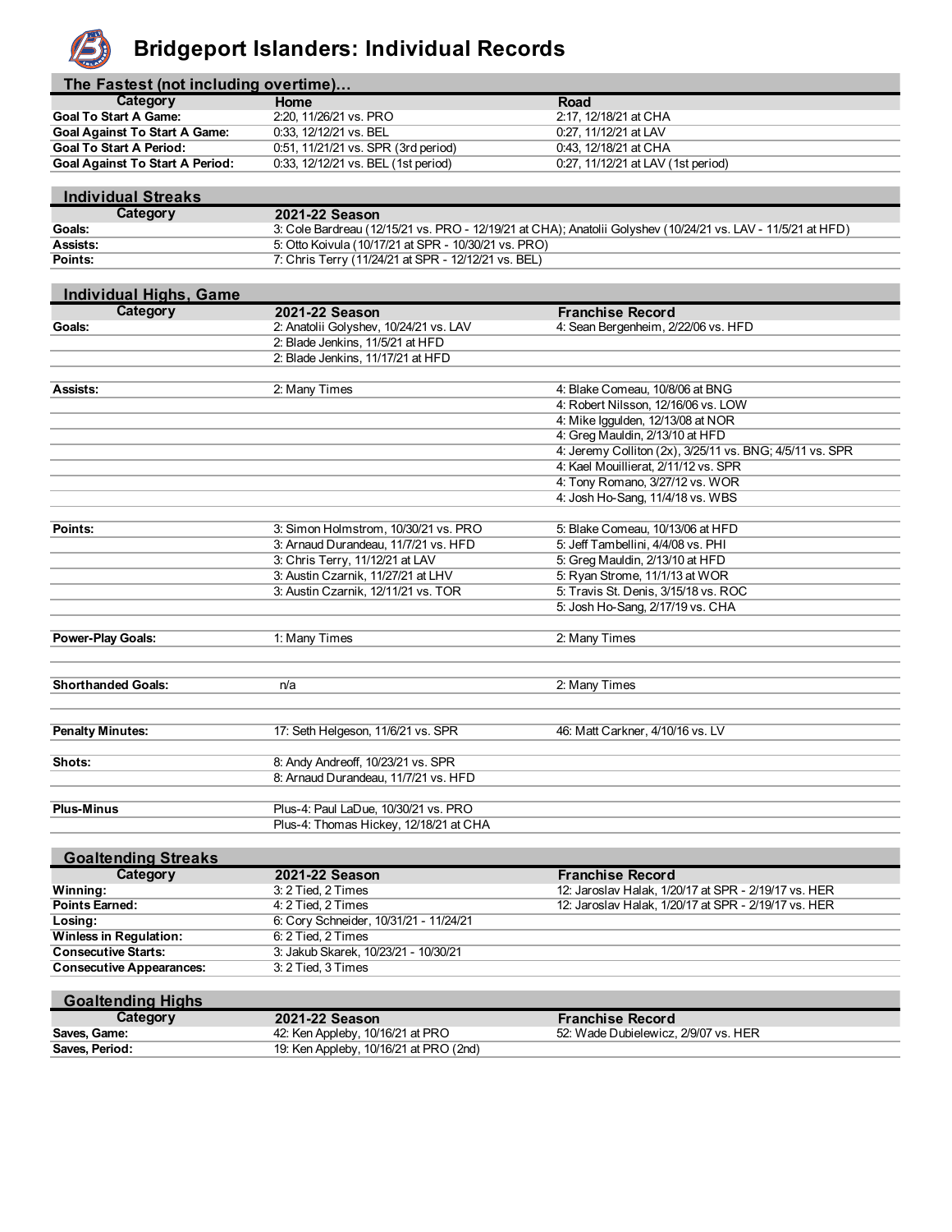# Bridgeport Islanders: Individual Records

## The Fastest (not including overtime)...

| Category | Home | Road |
|---|---|---|
| Goal To Start A Game: | 2:20, 11/26/21 vs. PRO | 2:17, 12/18/21 at CHA |
| Goal Against To Start A Game: | 0:33, 12/12/21 vs. BEL | 0:27, 11/12/21 at LAV |
| Goal To Start A Period: | 0:51, 11/21/21 vs. SPR (3rd period) | 0:43, 12/18/21 at CHA |
| Goal Against To Start A Period: | 0:33, 12/12/21 vs. BEL (1st period) | 0:27, 11/12/21 at LAV (1st period) |

## Individual Streaks

| Category | 2021-22 Season |
|---|---|
| Goals: | 3: Cole Bardreau (12/15/21 vs. PRO - 12/19/21 at CHA); Anatolii Golyshev (10/24/21 vs. LAV - 11/5/21 at HFD) |
| Assists: | 5: Otto Koivula (10/17/21 at SPR - 10/30/21 vs. PRO) |
| Points: | 7: Chris Terry (11/24/21 at SPR - 12/12/21 vs. BEL) |

## Individual Highs, Game

| Category | 2021-22 Season | Franchise Record |
|---|---|---|
| Goals: | 2: Anatolii Golyshev, 10/24/21 vs. LAV | 4: Sean Bergenheim, 2/22/06 vs. HFD |
| | 2: Blade Jenkins, 11/5/21 at HFD | |
| | 2: Blade Jenkins, 11/17/21 at HFD | |
| Assists: | 2: Many Times | 4: Blake Comeau, 10/8/06 at BNG |
| | | 4: Robert Nilsson, 12/16/06 vs. LOW |
| | | 4: Mike Iggulden, 12/13/08 at NOR |
| | | 4: Greg Mauldin, 2/13/10 at HFD |
| | | 4: Jeremy Colliton (2x), 3/25/11 vs. BNG; 4/5/11 vs. SPR |
| | | 4: Kael Mouillierat, 2/11/12 vs. SPR |
| | | 4: Tony Romano, 3/27/12 vs. WOR |
| | | 4: Josh Ho-Sang, 11/4/18 vs. WBS |
| Points: | 3: Simon Holmstrom, 10/30/21 vs. PRO | 5: Blake Comeau, 10/13/06 at HFD |
| | 3: Arnaud Durandeau, 11/7/21 vs. HFD | 5: Jeff Tambellini, 4/4/08 vs. PHI |
| | 3: Chris Terry, 11/12/21 at LAV | 5: Greg Mauldin, 2/13/10 at HFD |
| | 3: Austin Czarnik, 11/27/21 at LHV | 5: Ryan Strome, 11/1/13 at WOR |
| | 3: Austin Czarnik, 12/11/21 vs. TOR | 5: Travis St. Denis, 3/15/18 vs. ROC |
| | | 5: Josh Ho-Sang, 2/17/19 vs. CHA |
| Power-Play Goals: | 1: Many Times | 2: Many Times |
| Shorthanded Goals: | n/a | 2: Many Times |
| Penalty Minutes: | 17: Seth Helgeson, 11/6/21 vs. SPR | 46: Matt Carkner, 4/10/16 vs. LV |
| Shots: | 8: Andy Andreoff, 10/23/21 vs. SPR | |
| | 8: Arnaud Durandeau, 11/7/21 vs. HFD | |
| Plus-Minus | Plus-4: Paul LaDue, 10/30/21 vs. PRO | |
| | Plus-4: Thomas Hickey, 12/18/21 at CHA | |

## Goaltending Streaks

| Category | 2021-22 Season | Franchise Record |
|---|---|---|
| Winning: | 3: 2 Tied, 2 Times | 12: Jaroslav Halak, 1/20/17 at SPR - 2/19/17 vs. HER |
| Points Earned: | 4: 2 Tied, 2 Times | 12: Jaroslav Halak, 1/20/17 at SPR - 2/19/17 vs. HER |
| Losing: | 6: Cory Schneider, 10/31/21 - 11/24/21 | |
| Winless in Regulation: | 6: 2 Tied, 2 Times | |
| Consecutive Starts: | 3: Jakub Skarek, 10/23/21 - 10/30/21 | |
| Consecutive Appearances: | 3: 2 Tied, 3 Times | |

## Goaltending Highs

| Category | 2021-22 Season | Franchise Record |
|---|---|---|
| Saves, Game: | 42: Ken Appleby, 10/16/21 at PRO | 52: Wade Dubielewicz, 2/9/07 vs. HER |
| Saves, Period: | 19: Ken Appleby, 10/16/21 at PRO (2nd) | |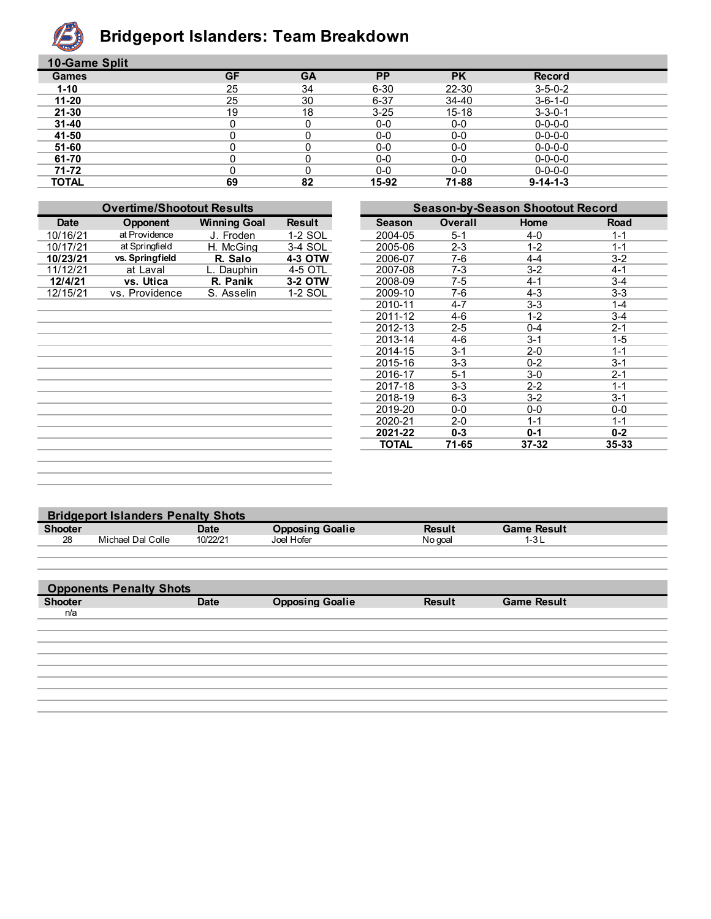# Bridgeport Islanders: Team Breakdown

## 10-Game Split

| Games | GF | GA | PP | PK | Record |
|---|---|---|---|---|---|
| **1-10** | 25 | 34 | 6-30 | 22-30 | 3-5-0-2 |
| **11-20** | 25 | 30 | 6-37 | 34-40 | 3-6-1-0 |
| **21-30** | 19 | 18 | 3-25 | 15-18 | 3-3-0-1 |
| **31-40** | 0 | 0 | 0-0 | 0-0 | 0-0-0-0 |
| **41-50** | 0 | 0 | 0-0 | 0-0 | 0-0-0-0 |
| **51-60** | 0 | 0 | 0-0 | 0-0 | 0-0-0-0 |
| **61-70** | 0 | 0 | 0-0 | 0-0 | 0-0-0-0 |
| **71-72** | 0 | 0 | 0-0 | 0-0 | 0-0-0-0 |
| **TOTAL** | **69** | **82** | **15-92** | **71-88** | **9-14-1-3** |

## Overtime/Shootout Results

| Date | Opponent | Winning Goal | Result |
|---|---|---|---|
| 10/16/21 | at Providence | J. Froden | 1-2 SOL |
| 10/17/21 | at Springfield | H. McGing | 3-4 SOL |
| **10/23/21** | **vs. Springfield** | **R. Salo** | **4-3 OTW** |
| 11/12/21 | at Laval | L. Dauphin | 4-5 OTL |
| **12/4/21** | **vs. Utica** | **R. Panik** | **3-2 OTW** |
| 12/15/21 | vs. Providence | S. Asselin | 1-2 SOL |

## Season-by-Season Shootout Record

| Season | Overall | Home | Road |
|---|---|---|---|
| 2004-05 | 5-1 | 4-0 | 1-1 |
| 2005-06 | 2-3 | 1-2 | 1-1 |
| 2006-07 | 7-6 | 4-4 | 3-2 |
| 2007-08 | 7-3 | 3-2 | 4-1 |
| 2008-09 | 7-5 | 4-1 | 3-4 |
| 2009-10 | 7-6 | 4-3 | 3-3 |
| 2010-11 | 4-7 | 3-3 | 1-4 |
| 2011-12 | 4-6 | 1-2 | 3-4 |
| 2012-13 | 2-5 | 0-4 | 2-1 |
| 2013-14 | 4-6 | 3-1 | 1-5 |
| 2014-15 | 3-1 | 2-0 | 1-1 |
| 2015-16 | 3-3 | 0-2 | 3-1 |
| 2016-17 | 5-1 | 3-0 | 2-1 |
| 2017-18 | 3-3 | 2-2 | 1-1 |
| 2018-19 | 6-3 | 3-2 | 3-1 |
| 2019-20 | 0-0 | 0-0 | 0-0 |
| 2020-21 | 2-0 | 1-1 | 1-1 |
| **2021-22** | **0-3** | **0-1** | **0-2** |
| **TOTAL** | **71-65** | **37-32** | **35-33** |

## Bridgeport Islanders Penalty Shots

| Shooter | | Date | Opposing Goalie | Result | Game Result |
|---|---|---|---|---|---|
| 28 | Michael Dal Colle | 10/22/21 | Joel Hofer | No goal | 1-3 L |

## Opponents Penalty Shots

| Shooter | Date | Opposing Goalie | Result | Game Result |
|---|---|---|---|---|
| n/a | | | | |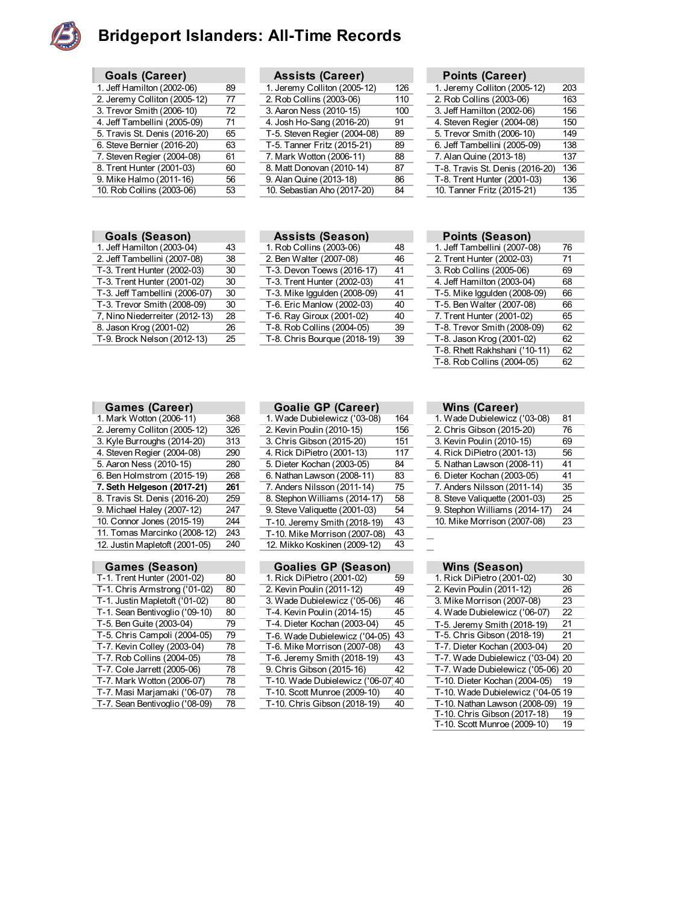# Bridgeport Islanders: All-Time Records

| Goals (Career) | |
|---|---|
| 1. Jeff Hamilton (2002-06) | 89 |
| 2. Jeremy Colliton (2005-12) | 77 |
| 3. Trevor Smith (2006-10) | 72 |
| 4. Jeff Tambellini (2005-09) | 71 |
| 5. Travis St. Denis (2016-20) | 65 |
| 6. Steve Bernier (2016-20) | 63 |
| 7. Steven Regier (2004-08) | 61 |
| 8. Trent Hunter (2001-03) | 60 |
| 9. Mike Halmo (2011-16) | 56 |
| 10. Rob Collins (2003-06) | 53 |

| Assists (Career) | |
|---|---|
| 1. Jeremy Colliton (2005-12) | 126 |
| 2. Rob Collins (2003-06) | 110 |
| 3. Aaron Ness (2010-15) | 100 |
| 4. Josh Ho-Sang (2016-20) | 91 |
| T-5. Steven Regier (2004-08) | 89 |
| T-5. Tanner Fritz (2015-21) | 89 |
| 7. Mark Wotton (2006-11) | 88 |
| 8. Matt Donovan (2010-14) | 87 |
| 9. Alan Quine (2013-18) | 86 |
| 10. Sebastian Aho (2017-20) | 84 |

| Points (Career) | |
|---|---|
| 1. Jeremy Colliton (2005-12) | 203 |
| 2. Rob Collins (2003-06) | 163 |
| 3. Jeff Hamilton (2002-06) | 156 |
| 4. Steven Regier (2004-08) | 150 |
| 5. Trevor Smith (2006-10) | 149 |
| 6. Jeff Tambellini (2005-09) | 138 |
| 7. Alan Quine (2013-18) | 137 |
| T-8. Travis St. Denis (2016-20) | 136 |
| T-8. Trent Hunter (2001-03) | 136 |
| 10. Tanner Fritz (2015-21) | 135 |

| Goals (Season) | |
|---|---|
| 1. Jeff Hamilton (2003-04) | 43 |
| 2. Jeff Tambellini (2007-08) | 38 |
| T-3. Trent Hunter (2002-03) | 30 |
| T-3. Trent Hunter (2001-02) | 30 |
| T-3. Jeff Tambellini (2006-07) | 30 |
| T-3. Trevor Smith (2008-09) | 30 |
| 7, Nino Niederreiter (2012-13) | 28 |
| 8. Jason Krog (2001-02) | 26 |
| T-9. Brock Nelson (2012-13) | 25 |

| Assists (Season) | |
|---|---|
| 1. Rob Collins (2003-06) | 48 |
| 2. Ben Walter (2007-08) | 46 |
| T-3. Devon Toews (2016-17) | 41 |
| T-3. Trent Hunter (2002-03) | 41 |
| T-3. Mike Iggulden (2008-09) | 41 |
| T-6. Eric Manlow (2002-03) | 40 |
| T-6. Ray Giroux (2001-02) | 40 |
| T-8. Rob Collins (2004-05) | 39 |
| T-8. Chris Bourque (2018-19) | 39 |

| Points (Season) | |
|---|---|
| 1. Jeff Tambellini (2007-08) | 76 |
| 2. Trent Hunter (2002-03) | 71 |
| 3. Rob Collins (2005-06) | 69 |
| 4. Jeff Hamilton (2003-04) | 68 |
| T-5. Mike Iggulden (2008-09) | 66 |
| T-5. Ben Walter (2007-08) | 66 |
| 7. Trent Hunter (2001-02) | 65 |
| T-8. Trevor Smith (2008-09) | 62 |
| T-8. Jason Krog (2001-02) | 62 |
| T-8. Rhett Rakhshani ('10-11) | 62 |
| T-8. Rob Collins (2004-05) | 62 |

| Games (Career) | |
|---|---|
| 1. Mark Wotton (2006-11) | 368 |
| 2. Jeremy Colliton (2005-12) | 326 |
| 3. Kyle Burroughs (2014-20) | 313 |
| 4. Steven Regier (2004-08) | 290 |
| 5. Aaron Ness (2010-15) | 280 |
| 6. Ben Holmstrom (2015-19) | 268 |
| **7. Seth Helgeson (2017-21)** | **261** |
| 8. Travis St. Denis (2016-20) | 259 |
| 9. Michael Haley (2007-12) | 247 |
| 10. Connor Jones (2015-19) | 244 |
| 11. Tomas Marcinko (2008-12) | 243 |
| 12. Justin Mapletoft (2001-05) | 240 |

| Goalie GP (Career) | |
|---|---|
| 1. Wade Dubielewicz ('03-08) | 164 |
| 2. Kevin Poulin (2010-15) | 156 |
| 3. Chris Gibson (2015-20) | 151 |
| 4. Rick DiPietro (2001-13) | 117 |
| 5. Dieter Kochan (2003-05) | 84 |
| 6. Nathan Lawson (2008-11) | 83 |
| 7. Anders Nilsson (2011-14) | 75 |
| 8. Stephon Williams (2014-17) | 58 |
| 9. Steve Valiquette (2001-03) | 54 |
| T-10. Jeremy Smith (2018-19) | 43 |
| T-10. Mike Morrison (2007-08) | 43 |
| 12. Mikko Koskinen (2009-12) | 43 |

| Wins (Career) | |
|---|---|
| 1. Wade Dubielewicz ('03-08) | 81 |
| 2. Chris Gibson (2015-20) | 76 |
| 3. Kevin Poulin (2010-15) | 69 |
| 4. Rick DiPietro (2001-13) | 56 |
| 5. Nathan Lawson (2008-11) | 41 |
| 6. Dieter Kochan (2003-05) | 41 |
| 7. Anders Nilsson (2011-14) | 35 |
| 8. Steve Valiquette (2001-03) | 25 |
| 9. Stephon Williams (2014-17) | 24 |
| 10. Mike Morrison (2007-08) | 23 |

| Games (Season) | |
|---|---|
| T-1. Trent Hunter (2001-02) | 80 |
| T-1. Chris Armstrong ('01-02) | 80 |
| T-1. Justin Mapletoft ('01-02) | 80 |
| T-1. Sean Bentivoglio ('09-10) | 80 |
| T-5. Ben Guite (2003-04) | 79 |
| T-5. Chris Campoli (2004-05) | 79 |
| T-7. Kevin Colley (2003-04) | 78 |
| T-7. Rob Collins (2004-05) | 78 |
| T-7. Cole Jarrett (2005-06) | 78 |
| T-7. Mark Wotton (2006-07) | 78 |
| T-7. Masi Marjamaki ('06-07) | 78 |
| T-7. Sean Bentivoglio ('08-09) | 78 |

| Goalies GP (Season) | |
|---|---|
| 1. Rick DiPietro (2001-02) | 59 |
| 2. Kevin Poulin (2011-12) | 49 |
| 3. Wade Dubielewicz ('05-06) | 46 |
| T-4. Kevin Poulin (2014-15) | 45 |
| T-4. Dieter Kochan (2003-04) | 45 |
| T-6. Wade Dubielewicz ('04-05) | 43 |
| T-6. Mike Morrison (2007-08) | 43 |
| T-6. Jeremy Smith (2018-19) | 43 |
| 9. Chris Gibson (2015-16) | 42 |
| T-10. Wade Dubielewicz ('06-07) | 40 |
| T-10. Scott Munroe (2009-10) | 40 |
| T-10. Chris Gibson (2018-19) | 40 |

| Wins (Season) | |
|---|---|
| 1. Rick DiPietro (2001-02) | 30 |
| 2. Kevin Poulin (2011-12) | 26 |
| 3. Mike Morrison (2007-08) | 23 |
| 4. Wade Dubielewicz ('06-07) | 22 |
| T-5. Jeremy Smith (2018-19) | 21 |
| T-5. Chris Gibson (2018-19) | 21 |
| T-7. Dieter Kochan (2003-04) | 20 |
| T-7. Wade Dubielewicz ('03-04) | 20 |
| T-7. Wade Dubielewicz ('05-06) | 20 |
| T-10. Dieter Kochan (2004-05) | 19 |
| T-10. Wade Dubielewicz ('04-05) | 19 |
| T-10. Nathan Lawson (2008-09) | 19 |
| T-10. Chris Gibson (2017-18) | 19 |
| T-10. Scott Munroe (2009-10) | 19 |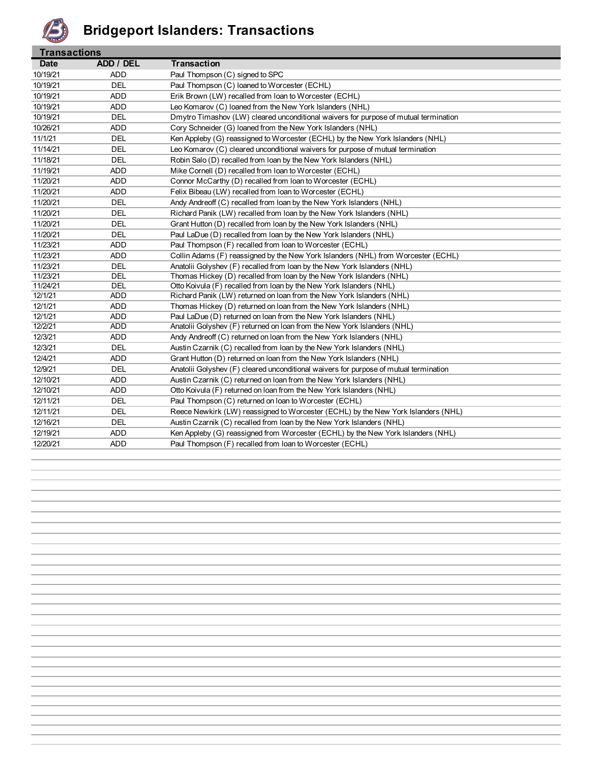# Bridgeport Islanders: Transactions

## Transactions

| Date | ADD / DEL | Transaction |
|---|---|---|
| 10/19/21 | ADD | Paul Thompson (C) signed to SPC |
| 10/19/21 | DEL | Paul Thompson (C) loaned to Worcester (ECHL) |
| 10/19/21 | ADD | Erik Brown (LW) recalled from loan to Worcester (ECHL) |
| 10/19/21 | ADD | Leo Komarov (C) loaned from the New York Islanders (NHL) |
| 10/19/21 | DEL | Dmytro Timashov (LW) cleared unconditional waivers for purpose of mutual termination |
| 10/26/21 | ADD | Cory Schneider (G) loaned from the New York Islanders (NHL) |
| 11/1/21 | DEL | Ken Appleby (G) reassigned to Worcester (ECHL) by the New York Islanders (NHL) |
| 11/14/21 | DEL | Leo Komarov (C) cleared unconditional waivers for purpose of mutual termination |
| 11/18/21 | DEL | Robin Salo (D) recalled from loan by the New York Islanders (NHL) |
| 11/19/21 | ADD | Mike Cornell (D) recalled from loan to Worcester (ECHL) |
| 11/20/21 | ADD | Connor McCarthy (D) recalled from loan to Worcester (ECHL) |
| 11/20/21 | ADD | Felix Bibeau (LW) recalled from loan to Worcester (ECHL) |
| 11/20/21 | DEL | Andy Andreoff (C) recalled from loan by the New York Islanders (NHL) |
| 11/20/21 | DEL | Richard Panik (LW) recalled from loan by the New York Islanders (NHL) |
| 11/20/21 | DEL | Grant Hutton (D) recalled from loan by the New York Islanders (NHL) |
| 11/20/21 | DEL | Paul LaDue (D) recalled from loan by the New York Islanders (NHL) |
| 11/23/21 | ADD | Paul Thompson (F) recalled from loan to Worcester (ECHL) |
| 11/23/21 | ADD | Collin Adams (F) reassigned by the New York Islanders (NHL) from Worcester (ECHL) |
| 11/23/21 | DEL | Anatolii Golyshev (F) recalled from loan by the New York Islanders (NHL) |
| 11/23/21 | DEL | Thomas Hickey (D) recalled from loan by the New York Islanders (NHL) |
| 11/24/21 | DEL | Otto Koivula (F) recalled from loan by the New York Islanders (NHL) |
| 12/1/21 | ADD | Richard Panik (LW) returned on loan from the New York Islanders (NHL) |
| 12/1/21 | ADD | Thomas Hickey (D) returned on loan from the New York Islanders (NHL) |
| 12/1/21 | ADD | Paul LaDue (D) returned on loan from the New York Islanders (NHL) |
| 12/2/21 | ADD | Anatolii Golyshev (F) returned on loan from the New York Islanders (NHL) |
| 12/3/21 | ADD | Andy Andreoff (C) returned on loan from the New York Islanders (NHL) |
| 12/3/21 | DEL | Austin Czarnik (C) recalled from loan by the New York Islanders (NHL) |
| 12/4/21 | ADD | Grant Hutton (D) returned on loan from the New York Islanders (NHL) |
| 12/9/21 | DEL | Anatolii Golyshev (F) cleared unconditional waivers for purpose of mutual termination |
| 12/10/21 | ADD | Austin Czarnik (C) returned on loan from the New York Islanders (NHL) |
| 12/10/21 | ADD | Otto Koivula (F) returned on loan from the New York Islanders (NHL) |
| 12/11/21 | DEL | Paul Thompson (C) returned on loan to Worcester (ECHL) |
| 12/11/21 | DEL | Reece Newkirk (LW) reassigned to Worcester (ECHL) by the New York Islanders (NHL) |
| 12/16/21 | DEL | Austin Czarnik (C) recalled from loan by the New York Islanders (NHL) |
| 12/19/21 | ADD | Ken Appleby (G) reassigned from Worcester (ECHL) by the New York Islanders (NHL) |
| 12/20/21 | ADD | Paul Thompson (F) recalled from loan to Worcester (ECHL) |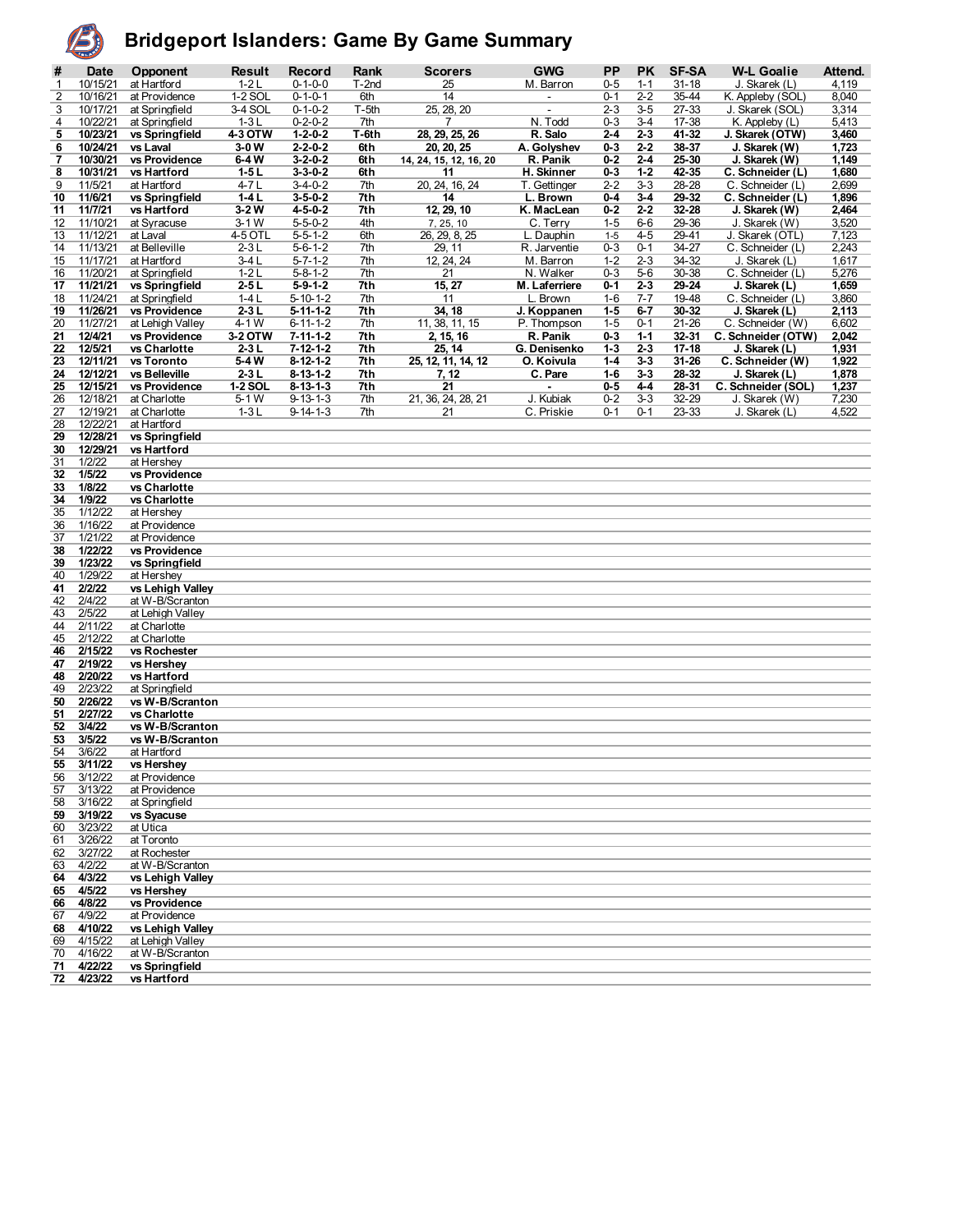# Bridgeport Islanders: Game By Game Summary

| # | Date | Opponent | Result | Record | Rank | Scorers | GWG | PP | PK | SF-SA | W-L Goalie | Attend. |
|---|---|---|---|---|---|---|---|---|---|---|---|---|
| 1 | 10/15/21 | at Hartford | 1-2 L | 0-1-0-0 | T-2nd | 25 | M. Barron | 0-5 | 1-1 | 31-18 | J. Skarek (L) | 4,119 |
| 2 | 10/16/21 | at Providence | 1-2 SOL | 0-1-0-1 | 6th | 14 | - | 0-1 | 2-2 | 35-44 | K. Appleby (SOL) | 8,040 |
| 3 | 10/17/21 | at Springfield | 3-4 SOL | 0-1-0-2 | T-5th | 25, 28, 20 | - | 2-3 | 3-5 | 27-33 | J. Skarek (SOL) | 3,314 |
| 4 | 10/22/21 | at Springfield | 1-3 L | 0-2-0-2 | 7th | 7 | N. Todd | 0-3 | 3-4 | 17-38 | K. Appleby (L) | 5,413 |
| **5** | **10/23/21** | **vs Springfield** | **4-3 OTW** | **1-2-0-2** | **T-6th** | **28, 29, 25, 26** | **R. Salo** | **2-4** | **2-3** | **41-32** | **J. Skarek (OTW)** | **3,460** |
| **6** | **10/24/21** | **vs Laval** | **3-0 W** | **2-2-0-2** | **6th** | **20, 20, 25** | **A. Golyshev** | **0-3** | **2-2** | **38-37** | **J. Skarek (W)** | **1,723** |
| **7** | **10/30/21** | **vs Providence** | **6-4 W** | **3-2-0-2** | **6th** | **14, 24, 15, 12, 16, 20** | **R. Panik** | **0-2** | **2-4** | **25-30** | **J. Skarek (W)** | **1,149** |
| **8** | **10/31/21** | **vs Hartford** | **1-5 L** | **3-3-0-2** | **6th** | **11** | **H. Skinner** | **0-3** | **1-2** | **42-35** | **C. Schneider (L)** | **1,680** |
| 9 | 11/5/21 | at Hartford | 4-7 L | 3-4-0-2 | 7th | 20, 24, 16, 24 | T. Gettinger | 2-2 | 3-3 | 28-28 | C. Schneider (L) | 2,699 |
| **10** | **11/6/21** | **vs Springfield** | **1-4 L** | **3-5-0-2** | **7th** | **14** | **L. Brown** | **0-4** | **3-4** | **29-32** | **C. Schneider (L)** | **1,896** |
| **11** | **11/7/21** | **vs Hartford** | **3-2 W** | **4-5-0-2** | **7th** | **12, 29, 10** | **K. MacLean** | **0-2** | **2-2** | **32-28** | **J. Skarek (W)** | **2,464** |
| 12 | 11/10/21 | at Syracuse | 3-1 W | 5-5-0-2 | 4th | 7, 25, 10 | C. Terry | 1-5 | 6-6 | 29-36 | J. Skarek (W) | 3,520 |
| 13 | 11/12/21 | at Laval | 4-5 OTL | 5-5-1-2 | 6th | 26, 29, 8, 25 | L. Dauphin | 1-5 | 4-5 | 29-41 | J. Skarek (OTL) | 7,123 |
| 14 | 11/13/21 | at Belleville | 2-3 L | 5-6-1-2 | 7th | 29, 11 | R. Jarventie | 0-3 | 0-1 | 34-27 | C. Schneider (L) | 2,243 |
| 15 | 11/17/21 | at Hartford | 3-4 L | 5-7-1-2 | 7th | 12, 24, 24 | M. Barron | 1-2 | 2-3 | 34-32 | J. Skarek (L) | 1,617 |
| 16 | 11/20/21 | at Springfield | 1-2 L | 5-8-1-2 | 7th | 21 | N. Walker | 0-3 | 5-6 | 30-38 | C. Schneider (L) | 5,276 |
| **17** | **11/21/21** | **vs Springfield** | **2-5 L** | **5-9-1-2** | **7th** | **15, 27** | **M. Laferriere** | **0-1** | **2-3** | **29-24** | **J. Skarek (L)** | **1,659** |
| 18 | 11/24/21 | at Springfield | 1-4 L | 5-10-1-2 | 7th | 11 | L. Brown | 1-6 | 7-7 | 19-48 | C. Schneider (L) | 3,860 |
| **19** | **11/26/21** | **vs Providence** | **2-3 L** | **5-11-1-2** | **7th** | **34, 18** | **J. Koppanen** | **1-5** | **6-7** | **30-32** | **J. Skarek (L)** | **2,113** |
| 20 | 11/27/21 | at Lehigh Valley | 4-1 W | 6-11-1-2 | 7th | 11, 38, 11, 15 | P. Thompson | 1-5 | 0-1 | 21-26 | C. Schneider (W) | 6,602 |
| **21** | **12/4/21** | **vs Providence** | **3-2 OTW** | **7-11-1-2** | **7th** | **2, 15, 16** | **R. Panik** | **0-3** | **1-1** | **32-31** | **C. Schneider (OTW)** | **2,042** |
| **22** | **12/5/21** | **vs Charlotte** | **2-3 L** | **7-12-1-2** | **7th** | **25, 14** | **G. Denisenko** | **1-3** | **2-3** | **17-18** | **J. Skarek (L)** | **1,931** |
| **23** | **12/11/21** | **vs Toronto** | **5-4 W** | **8-12-1-2** | **7th** | **25, 12, 11, 14, 12** | **O. Koivula** | **1-4** | **3-3** | **31-26** | **C. Schneider (W)** | **1,922** |
| **24** | **12/12/21** | **vs Belleville** | **2-3 L** | **8-13-1-2** | **7th** | **7, 12** | **C. Pare** | **1-6** | **3-3** | **28-32** | **J. Skarek (L)** | **1,878** |
| **25** | **12/15/21** | **vs Providence** | **1-2 SOL** | **8-13-1-3** | **7th** | **21** | **-** | **0-5** | **4-4** | **28-31** | **C. Schneider (SOL)** | **1,237** |
| 26 | 12/18/21 | at Charlotte | 5-1 W | 9-13-1-3 | 7th | 21, 36, 24, 28, 21 | J. Kubiak | 0-2 | 3-3 | 32-29 | J. Skarek (W) | 7,230 |
| 27 | 12/19/21 | at Charlotte | 1-3 L | 9-14-1-3 | 7th | 21 | C. Priskie | 0-1 | 0-1 | 23-33 | J. Skarek (L) | 4,522 |
| 28 | 12/22/21 | at Hartford | | | | | | | | | | |
| **29** | **12/28/21** | **vs Springfield** | | | | | | | | | | |
| **30** | **12/29/21** | **vs Hartford** | | | | | | | | | | |
| 31 | 1/2/22 | at Hershey | | | | | | | | | | |
| **32** | **1/5/22** | **vs Providence** | | | | | | | | | | |
| **33** | **1/8/22** | **vs Charlotte** | | | | | | | | | | |
| **34** | **1/9/22** | **vs Charlotte** | | | | | | | | | | |
| 35 | 1/12/22 | at Hershey | | | | | | | | | | |
| 36 | 1/16/22 | at Providence | | | | | | | | | | |
| 37 | 1/21/22 | at Providence | | | | | | | | | | |
| **38** | **1/22/22** | **vs Providence** | | | | | | | | | | |
| **39** | **1/23/22** | **vs Springfield** | | | | | | | | | | |
| 40 | 1/29/22 | at Hershey | | | | | | | | | | |
| **41** | **2/2/22** | **vs Lehigh Valley** | | | | | | | | | | |
| 42 | 2/4/22 | at W-B/Scranton | | | | | | | | | | |
| 43 | 2/5/22 | at Lehigh Valley | | | | | | | | | | |
| 44 | 2/11/22 | at Charlotte | | | | | | | | | | |
| 45 | 2/12/22 | at Charlotte | | | | | | | | | | |
| **46** | **2/15/22** | **vs Rochester** | | | | | | | | | | |
| **47** | **2/19/22** | **vs Hershey** | | | | | | | | | | |
| **48** | **2/20/22** | **vs Hartford** | | | | | | | | | | |
| 49 | 2/23/22 | at Springfield | | | | | | | | | | |
| **50** | **2/26/22** | **vs W-B/Scranton** | | | | | | | | | | |
| **51** | **2/27/22** | **vs Charlotte** | | | | | | | | | | |
| **52** | **3/4/22** | **vs W-B/Scranton** | | | | | | | | | | |
| **53** | **3/5/22** | **vs W-B/Scranton** | | | | | | | | | | |
| 54 | 3/6/22 | at Hartford | | | | | | | | | | |
| **55** | **3/11/22** | **vs Hershey** | | | | | | | | | | |
| 56 | 3/12/22 | at Providence | | | | | | | | | | |
| 57 | 3/13/22 | at Providence | | | | | | | | | | |
| 58 | 3/16/22 | at Springfield | | | | | | | | | | |
| **59** | **3/19/22** | **vs Syacuse** | | | | | | | | | | |
| 60 | 3/23/22 | at Utica | | | | | | | | | | |
| 61 | 3/26/22 | at Toronto | | | | | | | | | | |
| 62 | 3/27/22 | at Rochester | | | | | | | | | | |
| 63 | 4/2/22 | at W-B/Scranton | | | | | | | | | | |
| **64** | **4/3/22** | **vs Lehigh Valley** | | | | | | | | | | |
| **65** | **4/5/22** | **vs Hershey** | | | | | | | | | | |
| **66** | **4/8/22** | **vs Providence** | | | | | | | | | | |
| 67 | 4/9/22 | at Providence | | | | | | | | | | |
| **68** | **4/10/22** | **vs Lehigh Valley** | | | | | | | | | | |
| 69 | 4/15/22 | at Lehigh Valley | | | | | | | | | | |
| 70 | 4/16/22 | at W-B/Scranton | | | | | | | | | | |
| **71** | **4/22/22** | **vs Springfield** | | | | | | | | | | |
| **72** | **4/23/22** | **vs Hartford** | | | | | | | | | | |